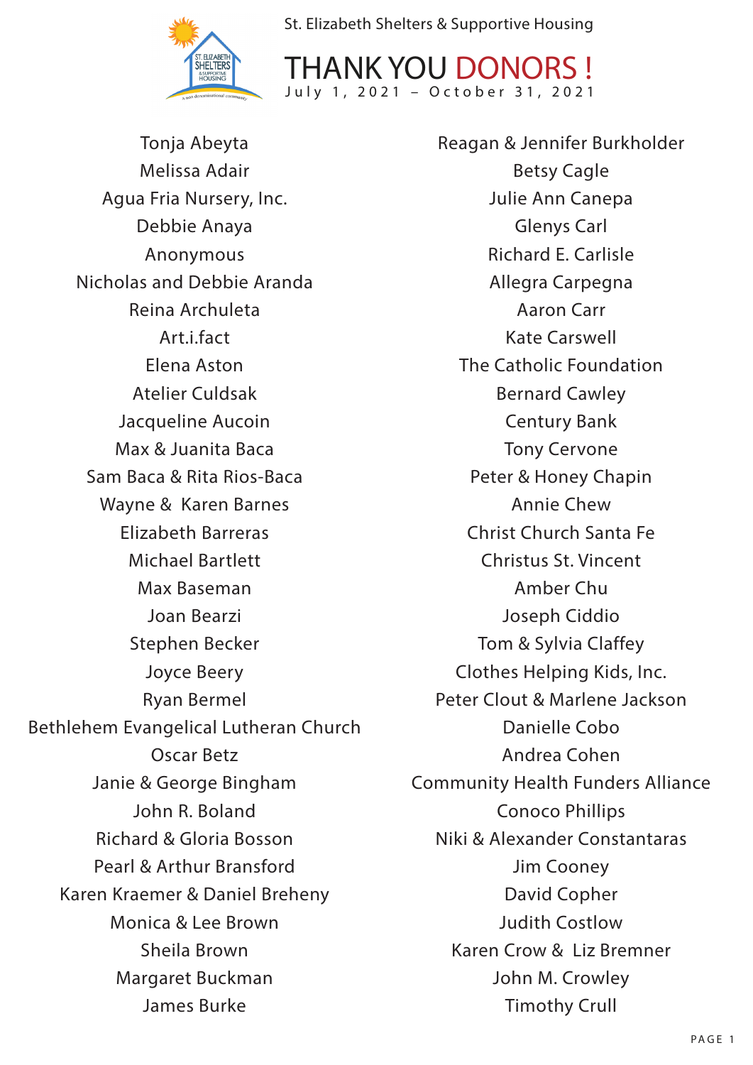St. Elizabeth Shelters & Supportive Housing

# THANK YOU DONORS !

July 1, 2021 – October 31, 2021

Tonja Abeyta
Melissa Adair
Agua Fria Nursery, Inc.
Debbie Anaya
Anonymous
Nicholas and Debbie Aranda
Reina Archuleta
Art.i.fact
Elena Aston
Atelier Culdsak
Jacqueline Aucoin
Max & Juanita Baca
Sam Baca & Rita Rios-Baca
Wayne & Karen Barnes
Elizabeth Barreras
Michael Bartlett
Max Baseman
Joan Bearzi
Stephen Becker
Joyce Beery
Ryan Bermel
Bethlehem Evangelical Lutheran Church
Oscar Betz
Janie & George Bingham
John R. Boland
Richard & Gloria Bosson
Pearl & Arthur Bransford
Karen Kraemer & Daniel Breheny
Monica & Lee Brown
Sheila Brown
Margaret Buckman
James Burke
Reagan & Jennifer Burkholder
Betsy Cagle
Julie Ann Canepa
Glenys Carl
Richard E. Carlisle
Allegra Carpegna
Aaron Carr
Kate Carswell
The Catholic Foundation
Bernard Cawley
Century Bank
Tony Cervone
Peter & Honey Chapin
Annie Chew
Christ Church Santa Fe
Christus St. Vincent
Amber Chu
Joseph Ciddio
Tom & Sylvia Claffey
Clothes Helping Kids, Inc.
Peter Clout & Marlene Jackson
Danielle Cobo
Andrea Cohen
Community Health Funders Alliance
Conoco Phillips
Niki & Alexander Constantaras
Jim Cooney
David Copher
Judith Costlow
Karen Crow & Liz Bremner
John M. Crowley
Timothy Crull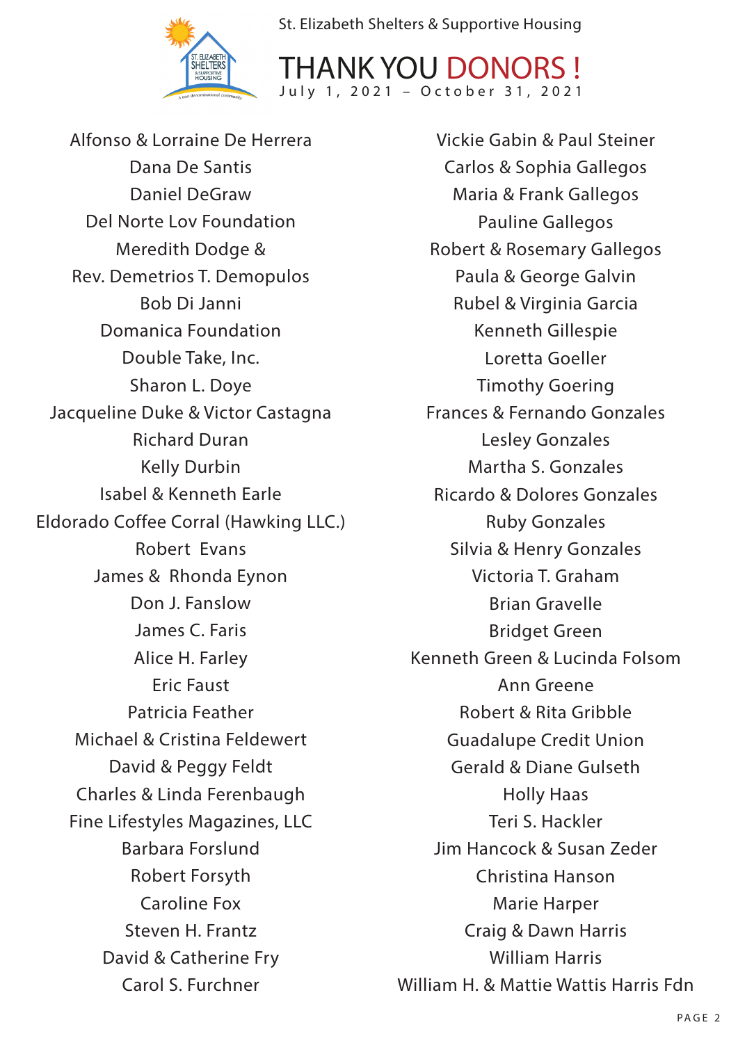St. Elizabeth Shelters & Supportive Housing

# THANK YOU DONORS !

July 1, 2021 – October 31, 2021

Alfonso & Lorraine De Herrera
Dana De Santis
Daniel DeGraw
Del Norte Lov Foundation
Meredith Dodge &
Rev. Demetrios T. Demopulos
Bob Di Janni
Domanica Foundation
Double Take, Inc.
Sharon L. Doye
Jacqueline Duke & Victor Castagna
Richard Duran
Kelly Durbin
Isabel & Kenneth Earle
Eldorado Coffee Corral (Hawking LLC.)
Robert Evans
James & Rhonda Eynon
Don J. Fanslow
James C. Faris
Alice H. Farley
Eric Faust
Patricia Feather
Michael & Cristina Feldewert
David & Peggy Feldt
Charles & Linda Ferenbaugh
Fine Lifestyles Magazines, LLC
Barbara Forslund
Robert Forsyth
Caroline Fox
Steven H. Frantz
David & Catherine Fry
Carol S. Furchner

Vickie Gabin & Paul Steiner
Carlos & Sophia Gallegos
Maria & Frank Gallegos
Pauline Gallegos
Robert & Rosemary Gallegos
Paula & George Galvin
Rubel & Virginia Garcia
Kenneth Gillespie
Loretta Goeller
Timothy Goering
Frances & Fernando Gonzales
Lesley Gonzales
Martha S. Gonzales
Ricardo & Dolores Gonzales
Ruby Gonzales
Silvia & Henry Gonzales
Victoria T. Graham
Brian Gravelle
Bridget Green
Kenneth Green & Lucinda Folsom
Ann Greene
Robert & Rita Gribble
Guadalupe Credit Union
Gerald & Diane Gulseth
Holly Haas
Teri S. Hackler
Jim Hancock & Susan Zeder
Christina Hanson
Marie Harper
Craig & Dawn Harris
William Harris
William H. & Mattie Wattis Harris Fdn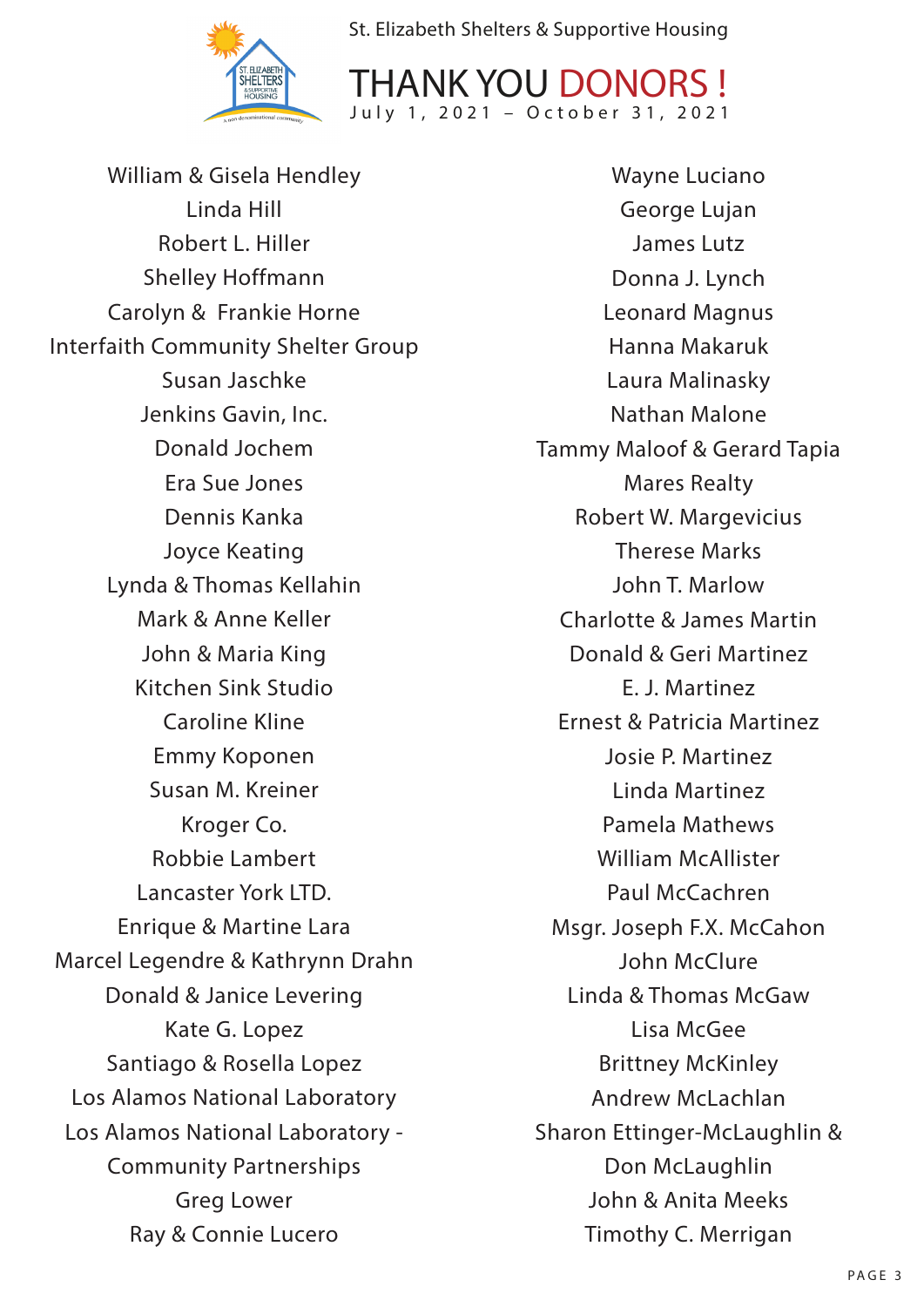St. Elizabeth Shelters & Supportive Housing

# THANK YOU DONORS !

July 1, 2021 – October 31, 2021

William & Gisela Hendley
Linda Hill
Robert L. Hiller
Shelley Hoffmann
Carolyn & Frankie Horne
Interfaith Community Shelter Group
Susan Jaschke
Jenkins Gavin, Inc.
Donald Jochem
Era Sue Jones
Dennis Kanka
Joyce Keating
Lynda & Thomas Kellahin
Mark & Anne Keller
John & Maria King
Kitchen Sink Studio
Caroline Kline
Emmy Koponen
Susan M. Kreiner
Kroger Co.
Robbie Lambert
Lancaster York LTD.
Enrique & Martine Lara
Marcel Legendre & Kathrynn Drahn
Donald & Janice Levering
Kate G. Lopez
Santiago & Rosella Lopez
Los Alamos National Laboratory
Los Alamos National Laboratory - Community Partnerships
Greg Lower
Ray & Connie Lucero
Wayne Luciano
George Lujan
James Lutz
Donna J. Lynch
Leonard Magnus
Hanna Makaruk
Laura Malinasky
Nathan Malone
Tammy Maloof & Gerard Tapia
Mares Realty
Robert W. Margevicius
Therese Marks
John T. Marlow
Charlotte & James Martin
Donald & Geri Martinez
E. J. Martinez
Ernest & Patricia Martinez
Josie P. Martinez
Linda Martinez
Pamela Mathews
William McAllister
Paul McCachren
Msgr. Joseph F.X. McCahon
John McClure
Linda & Thomas McGaw
Lisa McGee
Brittney McKinley
Andrew McLachlan
Sharon Ettinger-McLaughlin & Don McLaughlin
John & Anita Meeks
Timothy C. Merrigan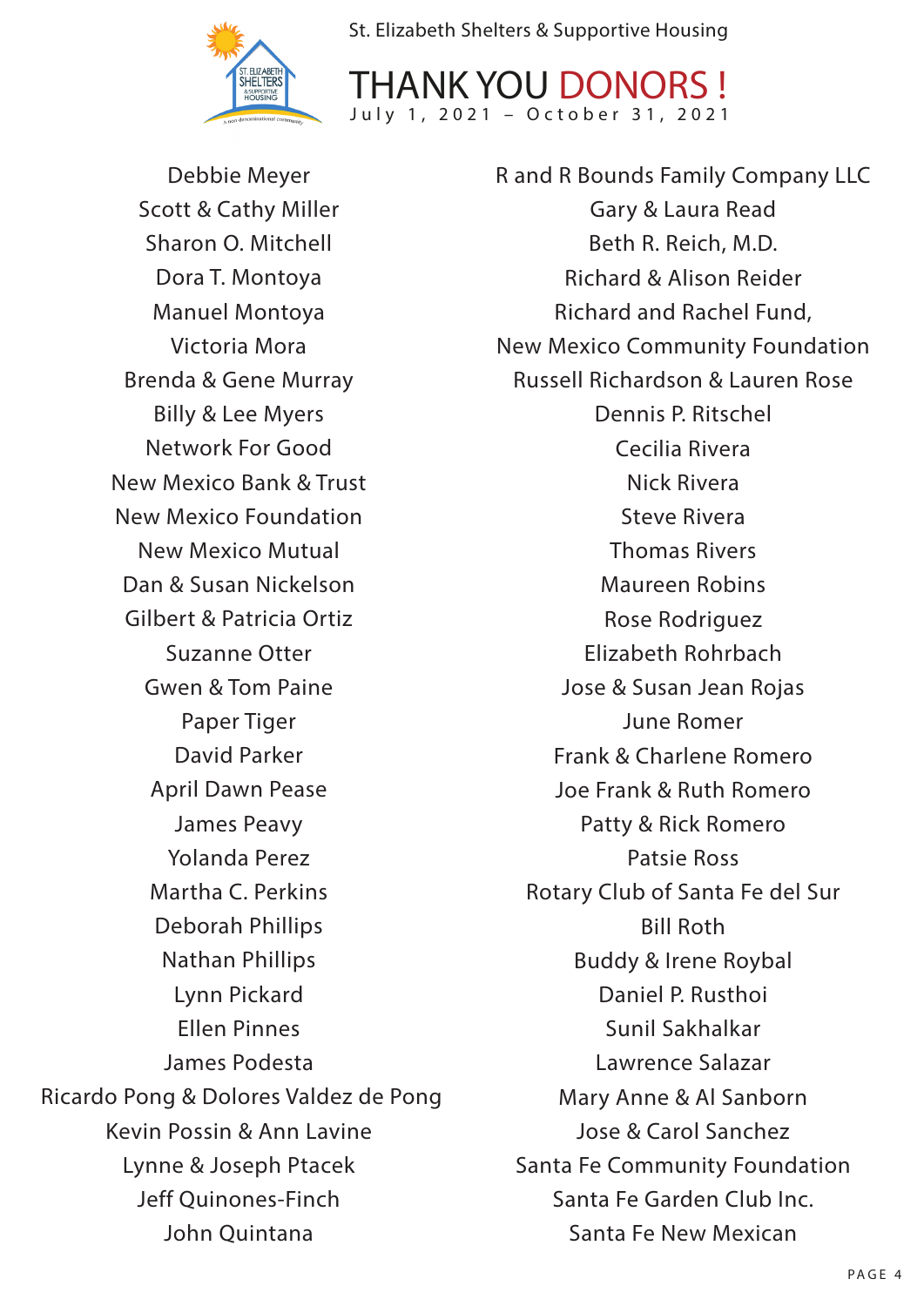St. Elizabeth Shelters & Supportive Housing

# THANK YOU DONORS !

July 1, 2021 – October 31, 2021

Debbie Meyer
Scott & Cathy Miller
Sharon O. Mitchell
Dora T. Montoya
Manuel Montoya
Victoria Mora
Brenda & Gene Murray
Billy & Lee Myers
Network For Good
New Mexico Bank & Trust
New Mexico Foundation
New Mexico Mutual
Dan & Susan Nickelson
Gilbert & Patricia Ortiz
Suzanne Otter
Gwen & Tom Paine
Paper Tiger
David Parker
April Dawn Pease
James Peavy
Yolanda Perez
Martha C. Perkins
Deborah Phillips
Nathan Phillips
Lynn Pickard
Ellen Pinnes
James Podesta
Ricardo Pong & Dolores Valdez de Pong
Kevin Possin & Ann Lavine
Lynne & Joseph Ptacek
Jeff Quinones-Finch
John Quintana

R and R Bounds Family Company LLC
Gary & Laura Read
Beth R. Reich, M.D.
Richard & Alison Reider
Richard and Rachel Fund,
New Mexico Community Foundation
Russell Richardson & Lauren Rose
Dennis P. Ritschel
Cecilia Rivera
Nick Rivera
Steve Rivera
Thomas Rivers
Maureen Robins
Rose Rodriguez
Elizabeth Rohrbach
Jose & Susan Jean Rojas
June Romer
Frank & Charlene Romero
Joe Frank & Ruth Romero
Patty & Rick Romero
Patsie Ross
Rotary Club of Santa Fe del Sur
Bill Roth
Buddy & Irene Roybal
Daniel P. Rusthoi
Sunil Sakhalkar
Lawrence Salazar
Mary Anne & Al Sanborn
Jose & Carol Sanchez
Santa Fe Community Foundation
Santa Fe Garden Club Inc.
Santa Fe New Mexican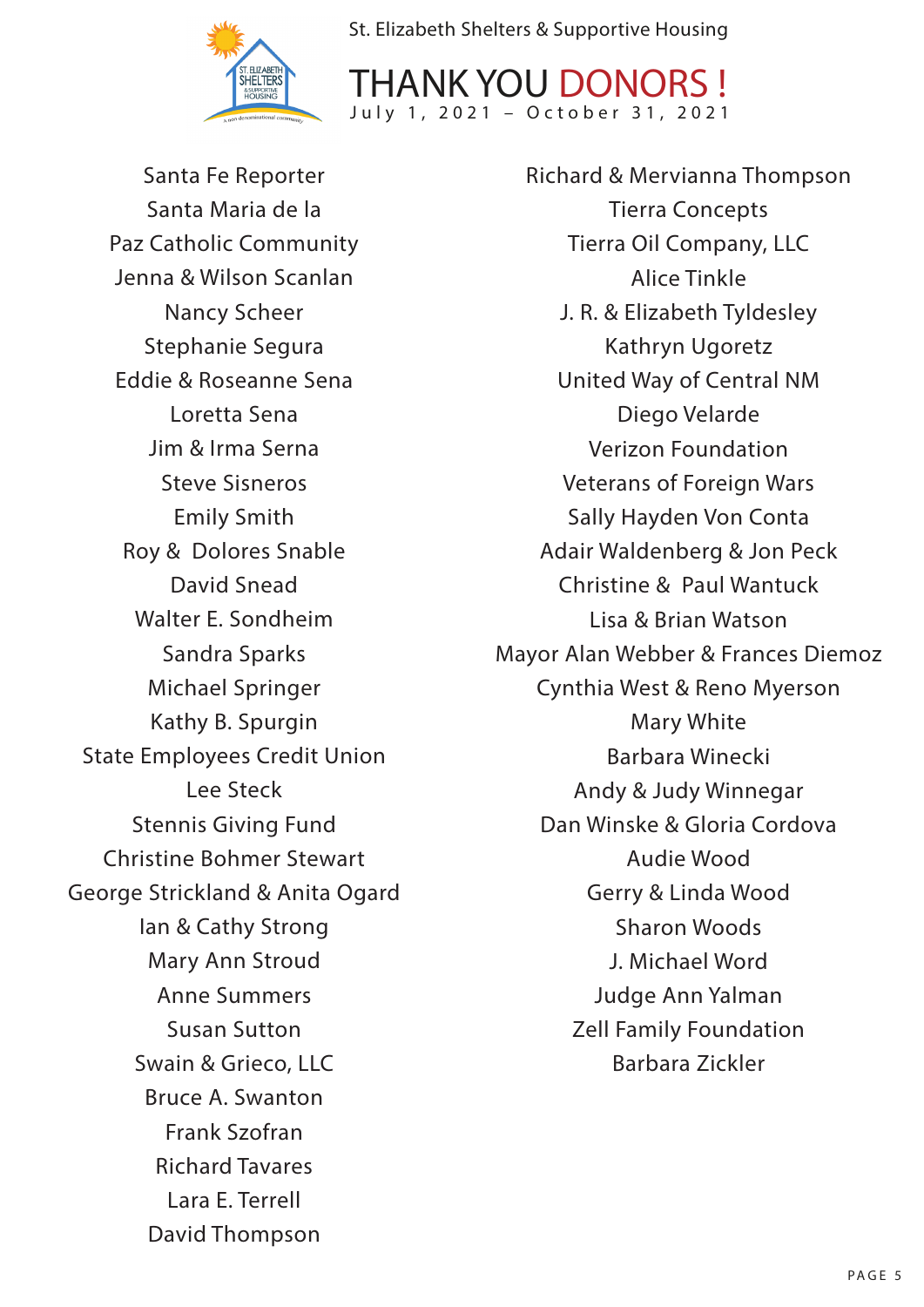St. Elizabeth Shelters & Supportive Housing

# THANK YOU DONORS !

July 1, 2021 – October 31, 2021

Santa Fe Reporter
Santa Maria de la Paz Catholic Community
Jenna & Wilson Scanlan
Nancy Scheer
Stephanie Segura
Eddie & Roseanne Sena
Loretta Sena
Jim & Irma Serna
Steve Sisneros
Emily Smith
Roy & Dolores Snable
David Snead
Walter E. Sondheim
Sandra Sparks
Michael Springer
Kathy B. Spurgin
State Employees Credit Union
Lee Steck
Stennis Giving Fund
Christine Bohmer Stewart
George Strickland & Anita Ogard
Ian & Cathy Strong
Mary Ann Stroud
Anne Summers
Susan Sutton
Swain & Grieco, LLC
Bruce A. Swanton
Frank Szofran
Richard Tavares
Lara E. Terrell
David Thompson
Richard & Mervianna Thompson
Tierra Concepts
Tierra Oil Company, LLC
Alice Tinkle
J. R. & Elizabeth Tyldesley
Kathryn Ugoretz
United Way of Central NM
Diego Velarde
Verizon Foundation
Veterans of Foreign Wars
Sally Hayden Von Conta
Adair Waldenberg & Jon Peck
Christine & Paul Wantuck
Lisa & Brian Watson
Mayor Alan Webber & Frances Diemoz
Cynthia West & Reno Myerson
Mary White
Barbara Winecki
Andy & Judy Winnegar
Dan Winske & Gloria Cordova
Audie Wood
Gerry & Linda Wood
Sharon Woods
J. Michael Word
Judge Ann Yalman
Zell Family Foundation
Barbara Zickler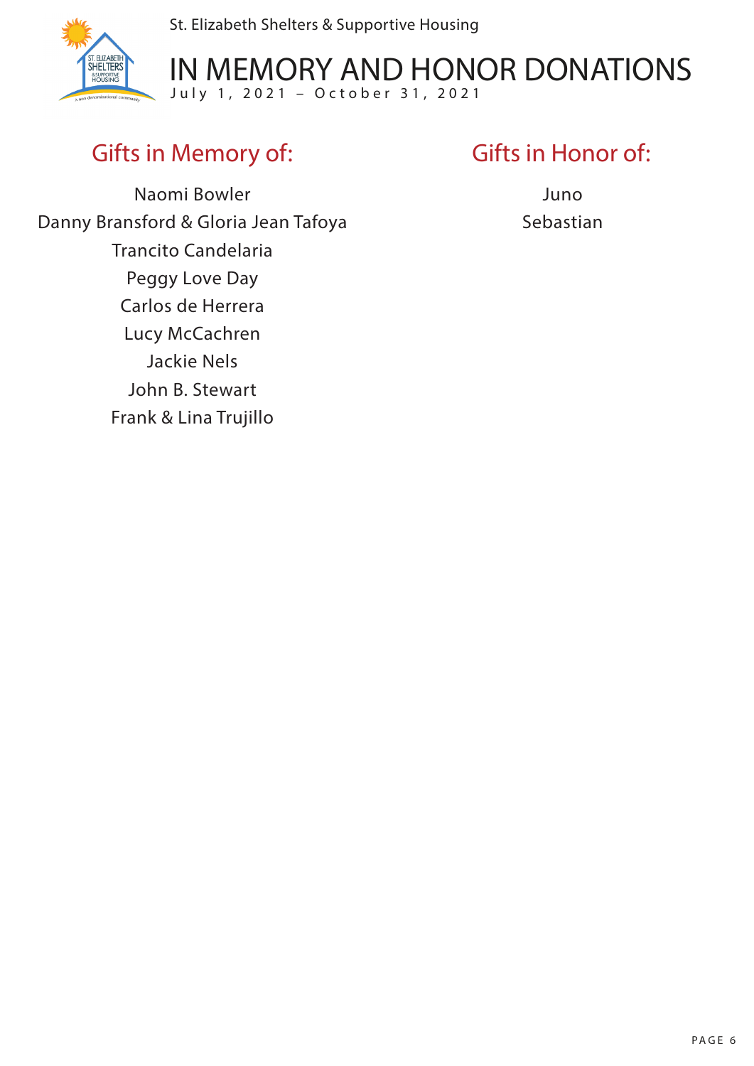St. Elizabeth Shelters & Supportive Housing

# IN MEMORY AND HONOR DONATIONS

July 1, 2021 – October 31, 2021

## Gifts in Memory of:

Naomi Bowler
Danny Bransford & Gloria Jean Tafoya
Trancito Candelaria
Peggy Love Day
Carlos de Herrera
Lucy McCachren
Jackie Nels
John B. Stewart
Frank & Lina Trujillo

## Gifts in Honor of:

Juno
Sebastian